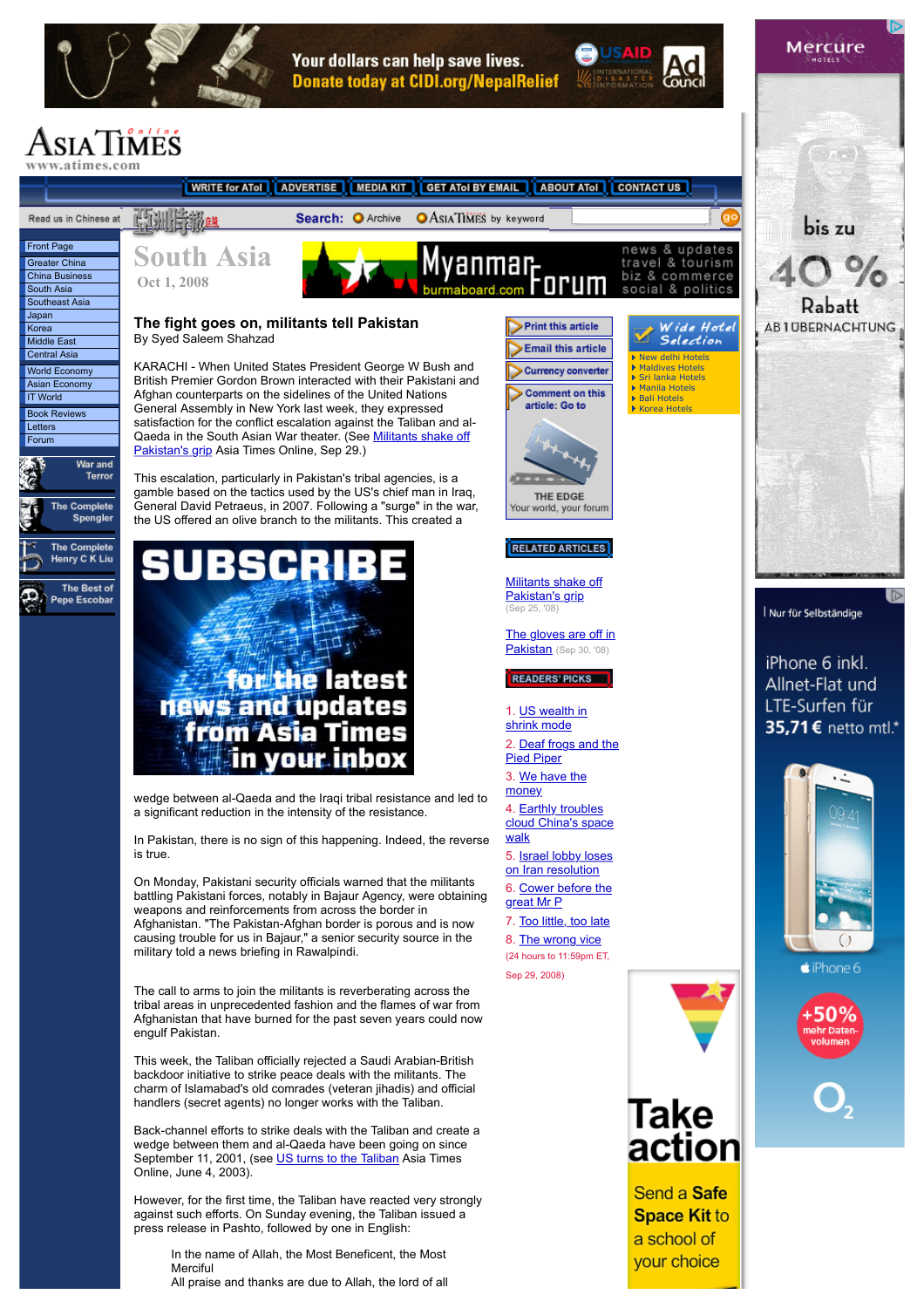# South Asia

Oct 1, 2008

## The fight goes on, militants tell Pakistan

By Syed Saleem Shahzad

KARACHI - When United States President George W Bush and British Premier Gordon Brown interacted with their Pakistani and Afghan counterparts on the sidelines of the United Nations General Assembly in New York last week, they expressed satisfaction for the conflict escalation against the Taliban and al-Qaeda in the South Asian War theater. (See Militants shake off Pakistan's grip Asia Times Online, Sep 29.)

This escalation, particularly in Pakistan's tribal agencies, is a gamble based on the tactics used by the US's chief man in Iraq, General David Petraeus, in 2007. Following a "surge" in the war, the US offered an olive branch to the militants. This created a wedge between al-Qaeda and the Iraqi tribal resistance and led to a significant reduction in the intensity of the resistance.

In Pakistan, there is no sign of this happening. Indeed, the reverse is true.

On Monday, Pakistani security officials warned that the militants battling Pakistani forces, notably in Bajaur Agency, were obtaining weapons and reinforcements from across the border in Afghanistan. "The Pakistan-Afghan border is porous and is now causing trouble for us in Bajaur," a senior security source in the military told a news briefing in Rawalpindi.

The call to arms to join the militants is reverberating across the tribal areas in unprecedented fashion and the flames of war from Afghanistan that have burned for the past seven years could now engulf Pakistan.

This week, the Taliban officially rejected a Saudi Arabian-British backdoor initiative to strike peace deals with the militants. The charm of Islamabad's old comrades (veteran jihadis) and official handlers (secret agents) no longer works with the Taliban.

Back-channel efforts to strike deals with the Taliban and create a wedge between them and al-Qaeda have been going on since September 11, 2001, (see US turns to the Taliban Asia Times Online, June 4, 2003).

However, for the first time, the Taliban have reacted very strongly against such efforts. On Sunday evening, the Taliban issued a press release in Pashto, followed by one in English:

> In the name of Allah, the Most Beneficent, the Most Merciful
> All praise and thanks are due to Allah, the lord of all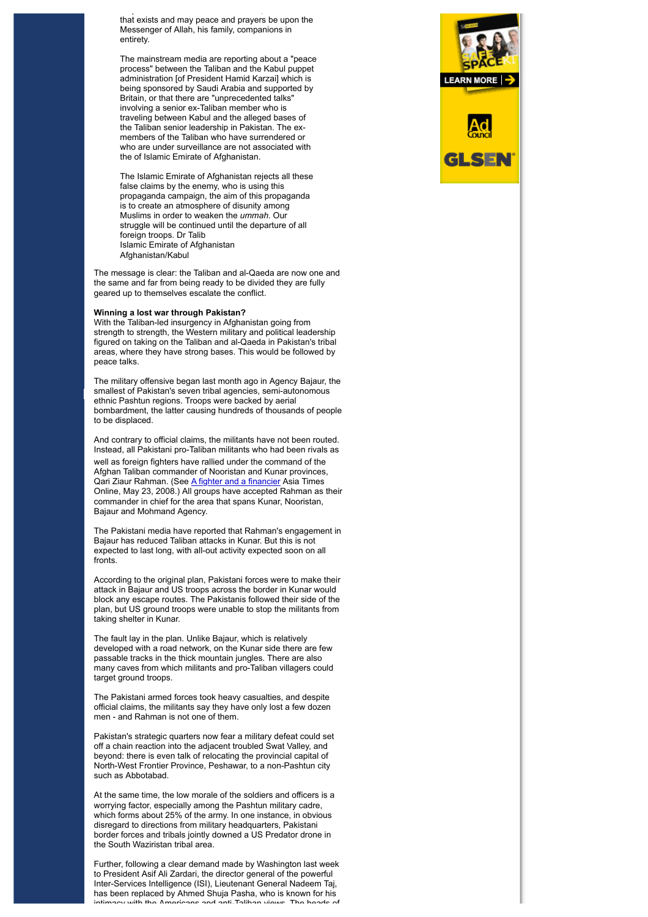that exists and may peace and prayers be upon the Messenger of Allah, his family, companions in entirety.

The mainstream media are reporting about a "peace process" between the Taliban and the Kabul puppet administration [of President Hamid Karzai] which is being sponsored by Saudi Arabia and supported by Britain, or that there are "unprecedented talks" involving a senior ex-Taliban member who is traveling between Kabul and the alleged bases of the Taliban senior leadership in Pakistan. The ex-members of the Taliban who have surrendered or who are under surveillance are not associated with the of Islamic Emirate of Afghanistan.

The Islamic Emirate of Afghanistan rejects all these false claims by the enemy, who is using this propaganda campaign, the aim of this propaganda is to create an atmosphere of disunity among Muslims in order to weaken the *ummah*. Our struggle will be continued until the departure of all foreign troops. Dr Talib
Islamic Emirate of Afghanistan
Afghanistan/Kabul

The message is clear: the Taliban and al-Qaeda are now one and the same and far from being ready to be divided they are fully geared up to themselves escalate the conflict.

**Winning a lost war through Pakistan?**
With the Taliban-led insurgency in Afghanistan going from strength to strength, the Western military and political leadership figured on taking on the Taliban and al-Qaeda in Pakistan's tribal areas, where they have strong bases. This would be followed by peace talks.

The military offensive began last month ago in Agency Bajaur, the smallest of Pakistan's seven tribal agencies, semi-autonomous ethnic Pashtun regions. Troops were backed by aerial bombardment, the latter causing hundreds of thousands of people to be displaced.

And contrary to official claims, the militants have not been routed. Instead, all Pakistani pro-Taliban militants who had been rivals as well as foreign fighters have rallied under the command of the Afghan Taliban commander of Nooristan and Kunar provinces, Qari Ziaur Rahman. (See A fighter and a financier Asia Times Online, May 23, 2008.) All groups have accepted Rahman as their commander in chief for the area that spans Kunar, Nooristan, Bajaur and Mohmand Agency.

The Pakistani media have reported that Rahman's engagement in Bajaur has reduced Taliban attacks in Kunar. But this is not expected to last long, with all-out activity expected soon on all fronts.

According to the original plan, Pakistani forces were to make their attack in Bajaur and US troops across the border in Kunar would block any escape routes. The Pakistanis followed their side of the plan, but US ground troops were unable to stop the militants from taking shelter in Kunar.

The fault lay in the plan. Unlike Bajaur, which is relatively developed with a road network, on the Kunar side there are few passable tracks in the thick mountain jungles. There are also many caves from which militants and pro-Taliban villagers could target ground troops.

The Pakistani armed forces took heavy casualties, and despite official claims, the militants say they have only lost a few dozen men - and Rahman is not one of them.

Pakistan's strategic quarters now fear a military defeat could set off a chain reaction into the adjacent troubled Swat Valley, and beyond: there is even talk of relocating the provincial capital of North-West Frontier Province, Peshawar, to a non-Pashtun city such as Abbotabad.

At the same time, the low morale of the soldiers and officers is a worrying factor, especially among the Pashtun military cadre, which forms about 25% of the army. In one instance, in obvious disregard to directions from military headquarters, Pakistani border forces and tribals jointly downed a US Predator drone in the South Waziristan tribal area.

Further, following a clear demand made by Washington last week to President Asif Ali Zardari, the director general of the powerful Inter-Services Intelligence (ISI), Lieutenant General Nadeem Taj, has been replaced by Ahmed Shuja Pasha, who is known for his intimacy with the Americans and anti-Taliban views. The heads of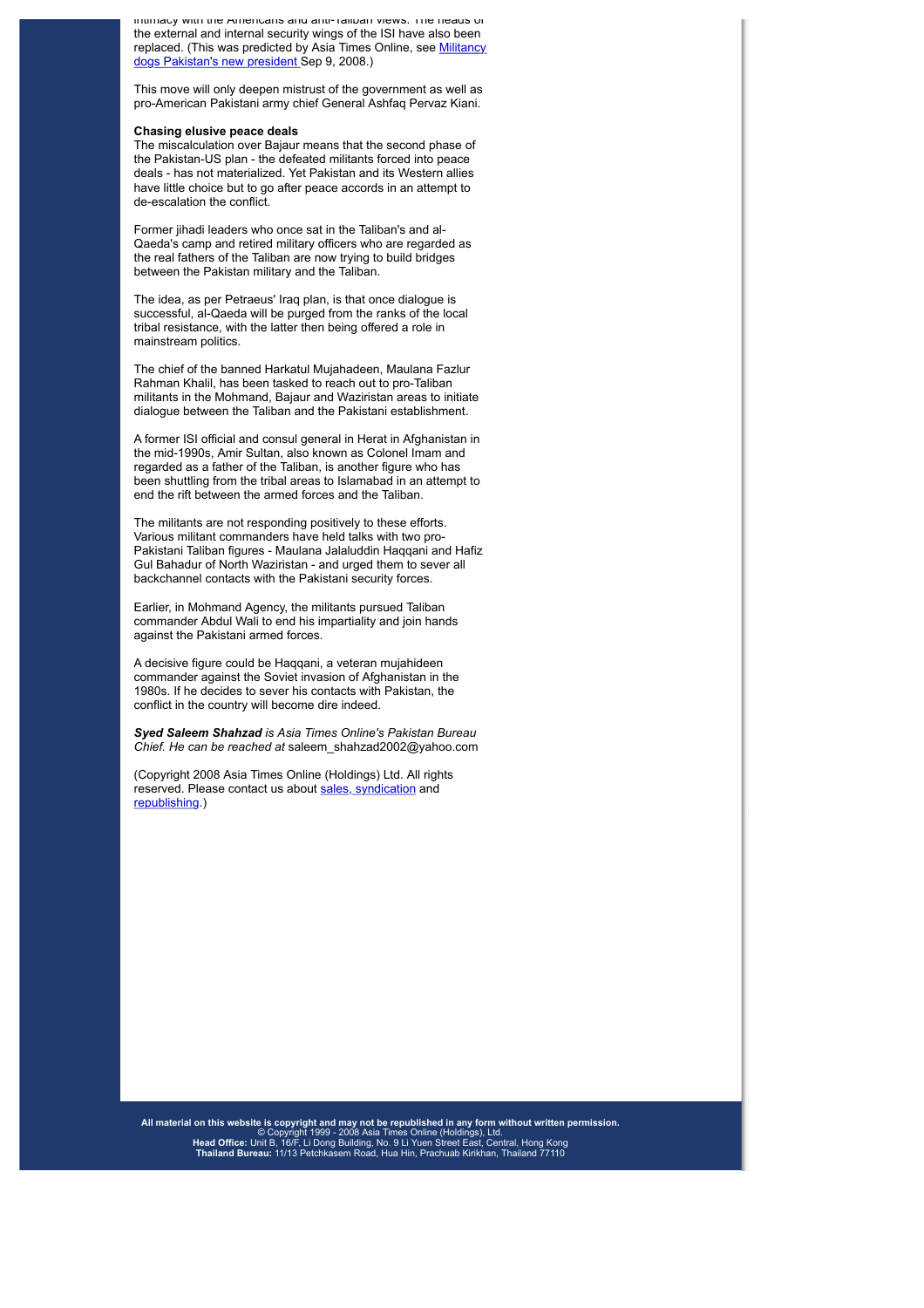intimacy with the Americans and anti-Taliban views. The heads of the external and internal security wings of the ISI have also been replaced. (This was predicted by Asia Times Online, see Militancy dogs Pakistan's new president Sep 9, 2008.)

This move will only deepen mistrust of the government as well as pro-American Pakistani army chief General Ashfaq Pervaz Kiani.

**Chasing elusive peace deals**

The miscalculation over Bajaur means that the second phase of the Pakistan-US plan - the defeated militants forced into peace deals - has not materialized. Yet Pakistan and its Western allies have little choice but to go after peace accords in an attempt to de-escalation the conflict.

Former jihadi leaders who once sat in the Taliban's and al-Qaeda's camp and retired military officers who are regarded as the real fathers of the Taliban are now trying to build bridges between the Pakistan military and the Taliban.

The idea, as per Petraeus' Iraq plan, is that once dialogue is successful, al-Qaeda will be purged from the ranks of the local tribal resistance, with the latter then being offered a role in mainstream politics.

The chief of the banned Harkatul Mujahadeen, Maulana Fazlur Rahman Khalil, has been tasked to reach out to pro-Taliban militants in the Mohmand, Bajaur and Waziristan areas to initiate dialogue between the Taliban and the Pakistani establishment.

A former ISI official and consul general in Herat in Afghanistan in the mid-1990s, Amir Sultan, also known as Colonel Imam and regarded as a father of the Taliban, is another figure who has been shuttling from the tribal areas to Islamabad in an attempt to end the rift between the armed forces and the Taliban.

The militants are not responding positively to these efforts. Various militant commanders have held talks with two pro-Pakistani Taliban figures - Maulana Jalaluddin Haqqani and Hafiz Gul Bahadur of North Waziristan - and urged them to sever all backchannel contacts with the Pakistani security forces.

Earlier, in Mohmand Agency, the militants pursued Taliban commander Abdul Wali to end his impartiality and join hands against the Pakistani armed forces.

A decisive figure could be Haqqani, a veteran mujahideen commander against the Soviet invasion of Afghanistan in the 1980s. If he decides to sever his contacts with Pakistan, the conflict in the country will become dire indeed.

***Syed Saleem Shahzad*** *is Asia Times Online's Pakistan Bureau Chief. He can be reached at* saleem_shahzad2002@yahoo.com

(Copyright 2008 Asia Times Online (Holdings) Ltd. All rights reserved. Please contact us about sales, syndication and republishing.)

**All material on this website is copyright and may not be republished in any form without written permission.**
© Copyright 1999 - 2008 Asia Times Online (Holdings), Ltd.
**Head Office:** Unit B, 16/F, Li Dong Building, No. 9 Li Yuen Street East, Central, Hong Kong
**Thailand Bureau:** 11/13 Petchkasem Road, Hua Hin, Prachuab Kirikhan, Thailand 77110